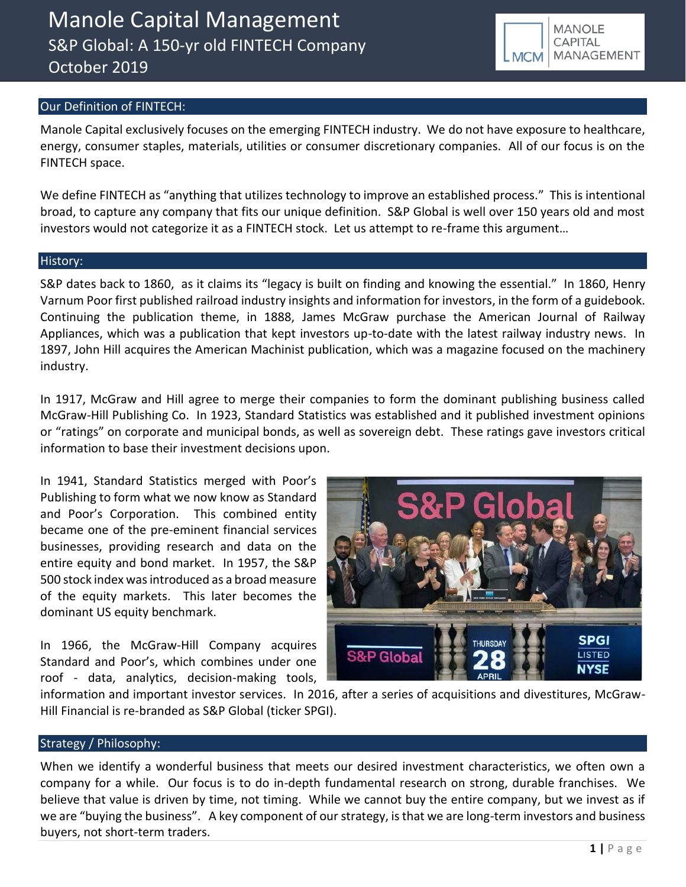# Manole Capital Management
## S&P Global: A 150-yr old FINTECH Company
## October 2019

### Our Definition of FINTECH:

Manole Capital exclusively focuses on the emerging FINTECH industry. We do not have exposure to healthcare, energy, consumer staples, materials, utilities or consumer discretionary companies. All of our focus is on the FINTECH space.

We define FINTECH as "anything that utilizes technology to improve an established process." This is intentional broad, to capture any company that fits our unique definition. S&P Global is well over 150 years old and most investors would not categorize it as a FINTECH stock. Let us attempt to re-frame this argument…

### History:

S&P dates back to 1860, as it claims its "legacy is built on finding and knowing the essential." In 1860, Henry Varnum Poor first published railroad industry insights and information for investors, in the form of a guidebook. Continuing the publication theme, in 1888, James McGraw purchase the American Journal of Railway Appliances, which was a publication that kept investors up-to-date with the latest railway industry news. In 1897, John Hill acquires the American Machinist publication, which was a magazine focused on the machinery industry.

In 1917, McGraw and Hill agree to merge their companies to form the dominant publishing business called McGraw-Hill Publishing Co. In 1923, Standard Statistics was established and it published investment opinions or "ratings" on corporate and municipal bonds, as well as sovereign debt. These ratings gave investors critical information to base their investment decisions upon.

In 1941, Standard Statistics merged with Poor's Publishing to form what we now know as Standard and Poor's Corporation. This combined entity became one of the pre-eminent financial services businesses, providing research and data on the entire equity and bond market. In 1957, the S&P 500 stock index was introduced as a broad measure of the equity markets. This later becomes the dominant US equity benchmark.

In 1966, the McGraw-Hill Company acquires Standard and Poor's, which combines under one roof - data, analytics, decision-making tools, information and important investor services. In 2016, after a series of acquisitions and divestitures, McGraw-Hill Financial is re-branded as S&P Global (ticker SPGI).

### Strategy / Philosophy:

When we identify a wonderful business that meets our desired investment characteristics, we often own a company for a while. Our focus is to do in-depth fundamental research on strong, durable franchises. We believe that value is driven by time, not timing. While we cannot buy the entire company, but we invest as if we are "buying the business". A key component of our strategy, is that we are long-term investors and business buyers, not short-term traders.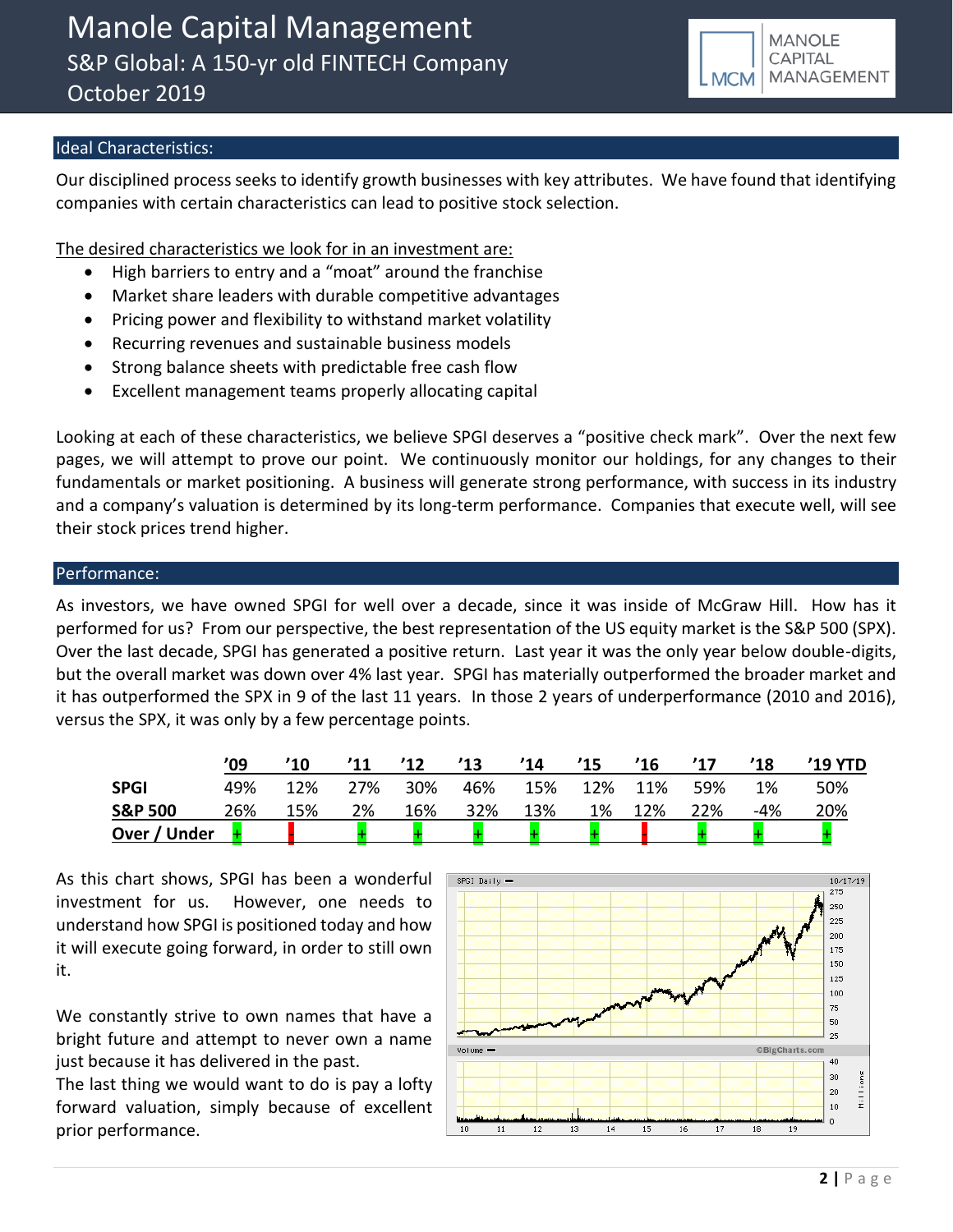## Ideal Characteristics:

Our disciplined process seeks to identify growth businesses with key attributes. We have found that identifying companies with certain characteristics can lead to positive stock selection.

The desired characteristics we look for in an investment are:

- High barriers to entry and a "moat" around the franchise
- Market share leaders with durable competitive advantages
- Pricing power and flexibility to withstand market volatility
- Recurring revenues and sustainable business models
- Strong balance sheets with predictable free cash flow
- Excellent management teams properly allocating capital

Looking at each of these characteristics, we believe SPGI deserves a "positive check mark". Over the next few pages, we will attempt to prove our point. We continuously monitor our holdings, for any changes to their fundamentals or market positioning. A business will generate strong performance, with success in its industry and a company's valuation is determined by its long-term performance. Companies that execute well, will see their stock prices trend higher.

## Performance:

As investors, we have owned SPGI for well over a decade, since it was inside of McGraw Hill. How has it performed for us? From our perspective, the best representation of the US equity market is the S&P 500 (SPX). Over the last decade, SPGI has generated a positive return. Last year it was the only year below double-digits, but the overall market was down over 4% last year. SPGI has materially outperformed the broader market and it has outperformed the SPX in 9 of the last 11 years. In those 2 years of underperformance (2010 and 2016), versus the SPX, it was only by a few percentage points.

| | '09 | '10 | '11 | '12 | '13 | '14 | '15 | '16 | '17 | '18 | '19 YTD |
|---|---|---|---|---|---|---|---|---|---|---|---|
| **SPGI** | 49% | 12% | 27% | 30% | 46% | 15% | 12% | 11% | 59% | 1% | 50% |
| **S&P 500** | 26% | 15% | 2% | 16% | 32% | 13% | 1% | 12% | 22% | -4% | 20% |
| **Over / Under** | + | - | + | + | + | + | + | - | + | + | + |

As this chart shows, SPGI has been a wonderful investment for us. However, one needs to understand how SPGI is positioned today and how it will execute going forward, in order to still own it.

We constantly strive to own names that have a bright future and attempt to never own a name just because it has delivered in the past.
The last thing we would want to do is pay a lofty forward valuation, simply because of excellent prior performance.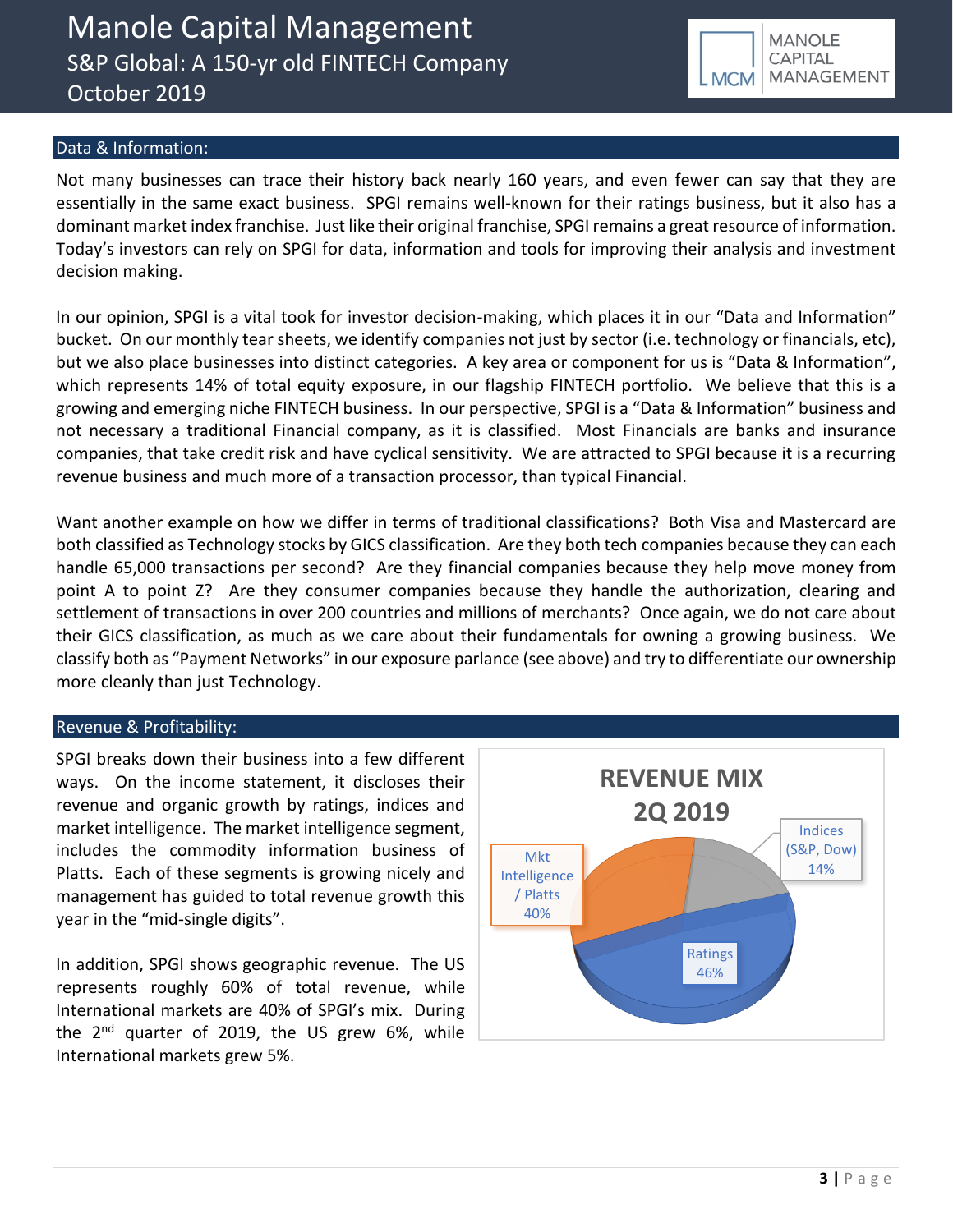## Data & Information:

Not many businesses can trace their history back nearly 160 years, and even fewer can say that they are essentially in the same exact business. SPGI remains well-known for their ratings business, but it also has a dominant market index franchise. Just like their original franchise, SPGI remains a great resource of information. Today's investors can rely on SPGI for data, information and tools for improving their analysis and investment decision making.

In our opinion, SPGI is a vital took for investor decision-making, which places it in our "Data and Information" bucket. On our monthly tear sheets, we identify companies not just by sector (i.e. technology or financials, etc), but we also place businesses into distinct categories. A key area or component for us is "Data & Information", which represents 14% of total equity exposure, in our flagship FINTECH portfolio. We believe that this is a growing and emerging niche FINTECH business. In our perspective, SPGI is a "Data & Information" business and not necessary a traditional Financial company, as it is classified. Most Financials are banks and insurance companies, that take credit risk and have cyclical sensitivity. We are attracted to SPGI because it is a recurring revenue business and much more of a transaction processor, than typical Financial.

Want another example on how we differ in terms of traditional classifications? Both Visa and Mastercard are both classified as Technology stocks by GICS classification. Are they both tech companies because they can each handle 65,000 transactions per second? Are they financial companies because they help move money from point A to point Z? Are they consumer companies because they handle the authorization, clearing and settlement of transactions in over 200 countries and millions of merchants? Once again, we do not care about their GICS classification, as much as we care about their fundamentals for owning a growing business. We classify both as "Payment Networks" in our exposure parlance (see above) and try to differentiate our ownership more cleanly than just Technology.

## Revenue & Profitability:

SPGI breaks down their business into a few different ways. On the income statement, it discloses their revenue and organic growth by ratings, indices and market intelligence. The market intelligence segment, includes the commodity information business of Platts. Each of these segments is growing nicely and management has guided to total revenue growth this year in the "mid-single digits".

In addition, SPGI shows geographic revenue. The US represents roughly 60% of total revenue, while International markets are 40% of SPGI's mix. During the 2nd quarter of 2019, the US grew 6%, while International markets grew 5%.

**REVENUE MIX 2Q 2019**

| Segment | Share |
|---|---|
| Ratings | 46% |
| Mkt Intelligence / Platts | 40% |
| Indices (S&P, Dow) | 14% |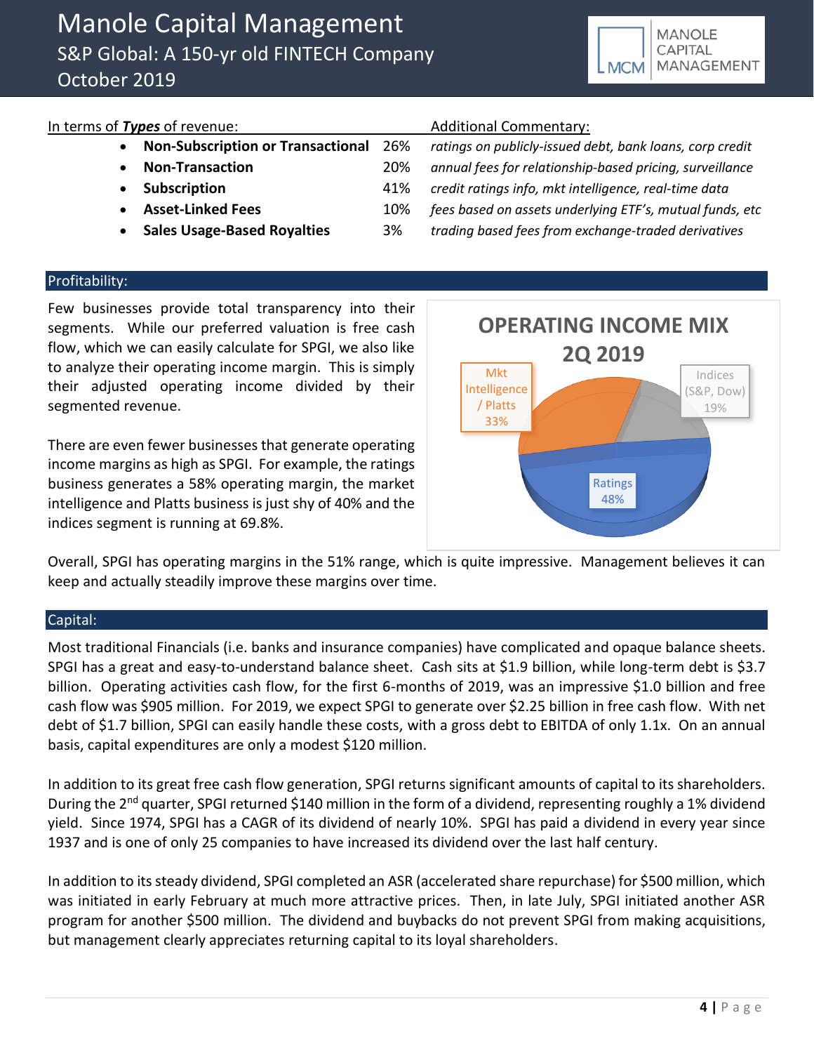| In terms of ***Types*** of revenue: | | Additional Commentary: |
|---|---|---|
| • **Non-Subscription or Transactional** | 26% | *ratings on publicly-issued debt, bank loans, corp credit* |
| • **Non-Transaction** | 20% | *annual fees for relationship-based pricing, surveillance* |
| • **Subscription** | 41% | *credit ratings info, mkt intelligence, real-time data* |
| • **Asset-Linked Fees** | 10% | *fees based on assets underlying ETF's, mutual funds, etc* |
| • **Sales Usage-Based Royalties** | 3% | *trading based fees from exchange-traded derivatives* |

## Profitability:

Few businesses provide total transparency into their segments. While our preferred valuation is free cash flow, which we can easily calculate for SPGI, we also like to analyze their operating income margin. This is simply their adjusted operating income divided by their segmented revenue.

There are even fewer businesses that generate operating income margins as high as SPGI. For example, the ratings business generates a 58% operating margin, the market intelligence and Platts business is just shy of 40% and the indices segment is running at 69.8%.

**OPERATING INCOME MIX 2Q 2019**

| Segment | Share |
|---|---|
| Ratings | 48% |
| Mkt Intelligence / Platts | 33% |
| Indices (S&P, Dow) | 19% |

Overall, SPGI has operating margins in the 51% range, which is quite impressive. Management believes it can keep and actually steadily improve these margins over time.

## Capital:

Most traditional Financials (i.e. banks and insurance companies) have complicated and opaque balance sheets. SPGI has a great and easy-to-understand balance sheet. Cash sits at $1.9 billion, while long-term debt is $3.7 billion. Operating activities cash flow, for the first 6-months of 2019, was an impressive $1.0 billion and free cash flow was $905 million. For 2019, we expect SPGI to generate over $2.25 billion in free cash flow. With net debt of $1.7 billion, SPGI can easily handle these costs, with a gross debt to EBITDA of only 1.1x. On an annual basis, capital expenditures are only a modest $120 million.

In addition to its great free cash flow generation, SPGI returns significant amounts of capital to its shareholders. During the 2nd quarter, SPGI returned $140 million in the form of a dividend, representing roughly a 1% dividend yield. Since 1974, SPGI has a CAGR of its dividend of nearly 10%. SPGI has paid a dividend in every year since 1937 and is one of only 25 companies to have increased its dividend over the last half century.

In addition to its steady dividend, SPGI completed an ASR (accelerated share repurchase) for $500 million, which was initiated in early February at much more attractive prices. Then, in late July, SPGI initiated another ASR program for another $500 million. The dividend and buybacks do not prevent SPGI from making acquisitions, but management clearly appreciates returning capital to its loyal shareholders.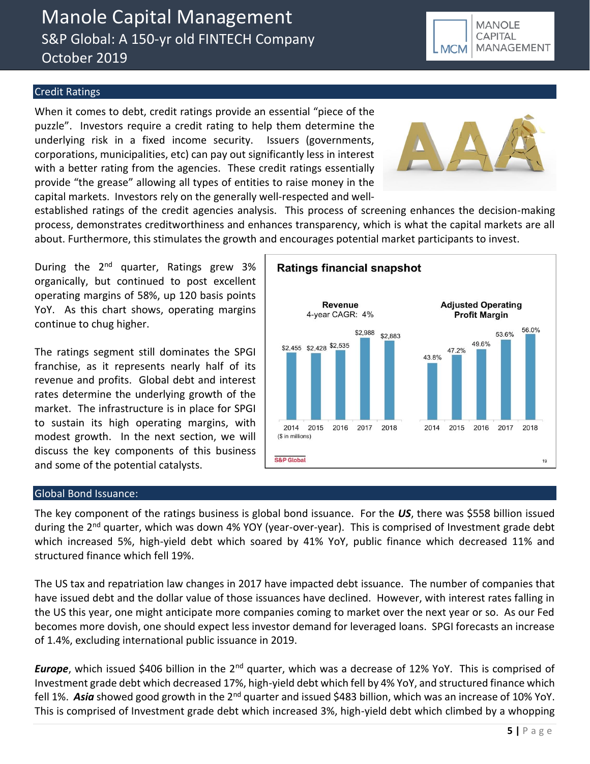## Credit Ratings

When it comes to debt, credit ratings provide an essential "piece of the puzzle". Investors require a credit rating to help them determine the underlying risk in a fixed income security. Issuers (governments, corporations, municipalities, etc) can pay out significantly less in interest with a better rating from the agencies. These credit ratings essentially provide "the grease" allowing all types of entities to raise money in the capital markets. Investors rely on the generally well-respected and well-established ratings of the credit agencies analysis. This process of screening enhances the decision-making process, demonstrates creditworthiness and enhances transparency, which is what the capital markets are all about. Furthermore, this stimulates the growth and encourages potential market participants to invest.

During the 2nd quarter, Ratings grew 3% organically, but continued to post excellent operating margins of 58%, up 120 basis points YoY. As this chart shows, operating margins continue to chug higher.

The ratings segment still dominates the SPGI franchise, as it represents nearly half of its revenue and profits. Global debt and interest rates determine the underlying growth of the market. The infrastructure is in place for SPGI to sustain its high operating margins, with modest growth. In the next section, we will discuss the key components of this business and some of the potential catalysts.

**Ratings financial snapshot**

| Year | Revenue ($ in millions) (4-year CAGR: 4%) | Adjusted Operating Profit Margin |
|---|---|---|
| 2014 | $2,455 | 43.8% |
| 2015 | $2,428 | 47.2% |
| 2016 | $2,535 | 49.6% |
| 2017 | $2,988 | 53.6% |
| 2018 | $2,883 | 56.0% |

S&P Global

## Global Bond Issuance:

The key component of the ratings business is global bond issuance. For the ***US***, there was $558 billion issued during the 2nd quarter, which was down 4% YOY (year-over-year). This is comprised of Investment grade debt which increased 5%, high-yield debt which soared by 41% YoY, public finance which decreased 11% and structured finance which fell 19%.

The US tax and repatriation law changes in 2017 have impacted debt issuance. The number of companies that have issued debt and the dollar value of those issuances have declined. However, with interest rates falling in the US this year, one might anticipate more companies coming to market over the next year or so. As our Fed becomes more dovish, one should expect less investor demand for leveraged loans. SPGI forecasts an increase of 1.4%, excluding international public issuance in 2019.

***Europe***, which issued $406 billion in the 2nd quarter, which was a decrease of 12% YoY. This is comprised of Investment grade debt which decreased 17%, high-yield debt which fell by 4% YoY, and structured finance which fell 1%. ***Asia*** showed good growth in the 2nd quarter and issued $483 billion, which was an increase of 10% YoY. This is comprised of Investment grade debt which increased 3%, high-yield debt which climbed by a whopping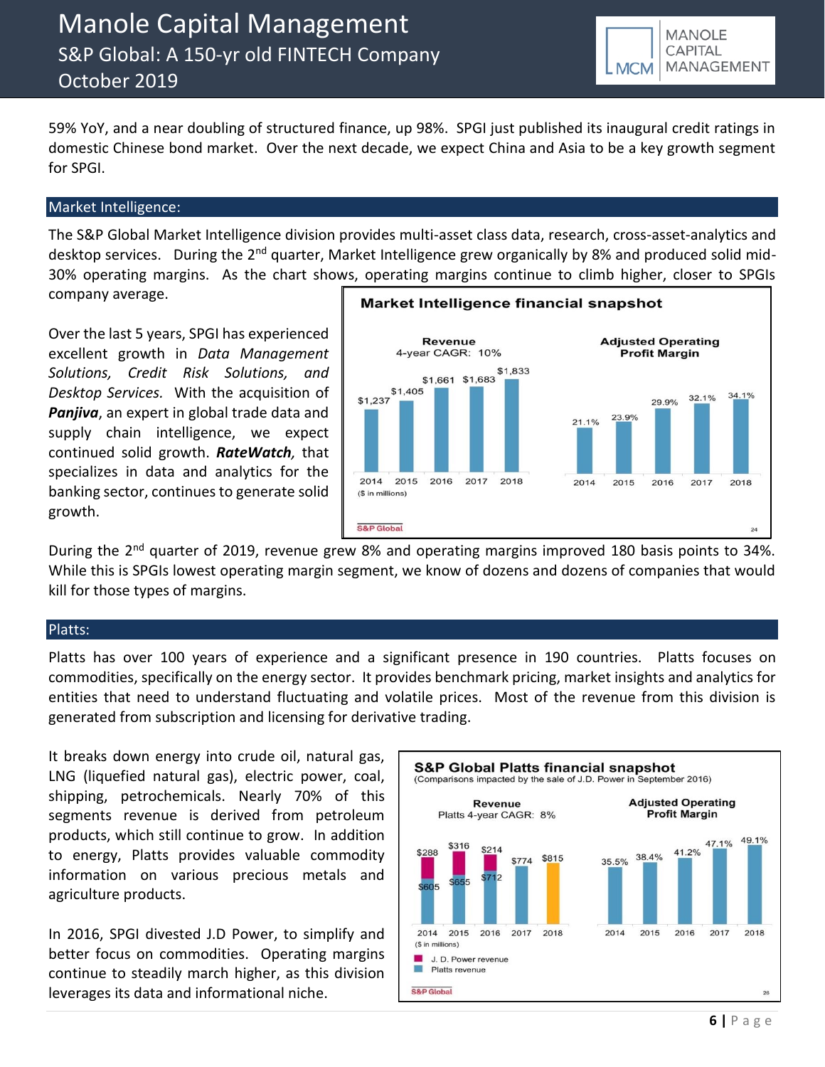59% YoY, and a near doubling of structured finance, up 98%. SPGI just published its inaugural credit ratings in domestic Chinese bond market. Over the next decade, we expect China and Asia to be a key growth segment for SPGI.

## Market Intelligence:

The S&P Global Market Intelligence division provides multi-asset class data, research, cross-asset-analytics and desktop services. During the 2nd quarter, Market Intelligence grew organically by 8% and produced solid mid-30% operating margins. As the chart shows, operating margins continue to climb higher, closer to SPGIs company average.

Over the last 5 years, SPGI has experienced excellent growth in *Data Management Solutions, Credit Risk Solutions, and Desktop Services.* With the acquisition of ***Panjiva***, an expert in global trade data and supply chain intelligence, we expect continued solid growth. ***RateWatch***, that specializes in data and analytics for the banking sector, continues to generate solid growth.

**Market Intelligence financial snapshot**

| | 2014 | 2015 | 2016 | 2017 | 2018 |
|---|---|---|---|---|---|
| Revenue (4-year CAGR: 10%) ($ in millions) | $1,237 | $1,405 | $1,661 | $1,683 | $1,833 |
| Adjusted Operating Profit Margin | 21.1% | 23.9% | 29.9% | 32.1% | 34.1% |

S&P Global

During the 2nd quarter of 2019, revenue grew 8% and operating margins improved 180 basis points to 34%. While this is SPGIs lowest operating margin segment, we know of dozens and dozens of companies that would kill for those types of margins.

## Platts:

Platts has over 100 years of experience and a significant presence in 190 countries. Platts focuses on commodities, specifically on the energy sector. It provides benchmark pricing, market insights and analytics for entities that need to understand fluctuating and volatile prices. Most of the revenue from this division is generated from subscription and licensing for derivative trading.

It breaks down energy into crude oil, natural gas, LNG (liquefied natural gas), electric power, coal, shipping, petrochemicals. Nearly 70% of this segments revenue is derived from petroleum products, which still continue to grow. In addition to energy, Platts provides valuable commodity information on various precious metals and agriculture products.

In 2016, SPGI divested J.D Power, to simplify and better focus on commodities. Operating margins continue to steadily march higher, as this division leverages its data and informational niche.

**S&P Global Platts financial snapshot**
(Comparisons impacted by the sale of J.D. Power in September 2016)

| | 2014 | 2015 | 2016 | 2017 | 2018 |
|---|---|---|---|---|---|
| J. D. Power revenue ($ in millions) | $288 | $316 | $214 | | |
| Platts revenue (Platts 4-year CAGR: 8%) ($ in millions) | $605 | $655 | $712 | $774 | $815 |
| Adjusted Operating Profit Margin | 35.5% | 38.4% | 41.2% | 47.1% | 49.1% |

S&P Global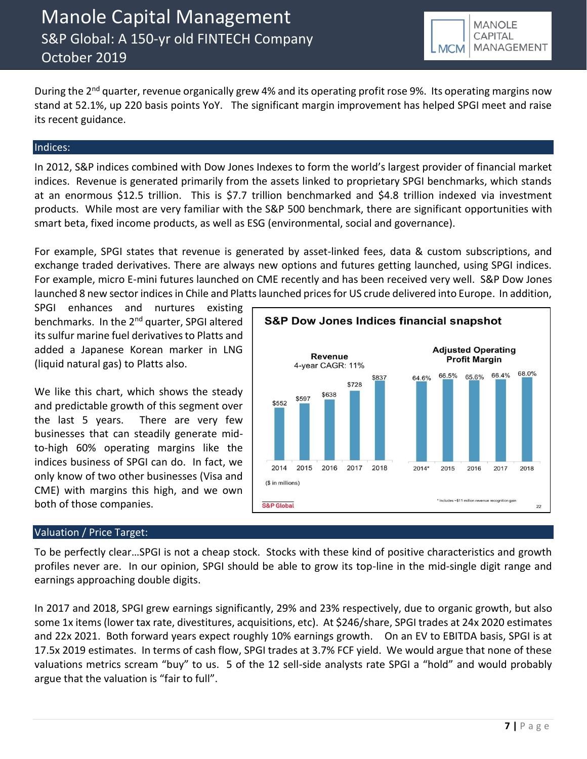During the 2nd quarter, revenue organically grew 4% and its operating profit rose 9%. Its operating margins now stand at 52.1%, up 220 basis points YoY. The significant margin improvement has helped SPGI meet and raise its recent guidance.

## Indices:

In 2012, S&P indices combined with Dow Jones Indexes to form the world's largest provider of financial market indices. Revenue is generated primarily from the assets linked to proprietary SPGI benchmarks, which stands at an enormous \$12.5 trillion. This is \$7.7 trillion benchmarked and \$4.8 trillion indexed via investment products. While most are very familiar with the S&P 500 benchmark, there are significant opportunities with smart beta, fixed income products, as well as ESG (environmental, social and governance).

For example, SPGI states that revenue is generated by asset-linked fees, data & custom subscriptions, and exchange traded derivatives. There are always new options and futures getting launched, using SPGI indices. For example, micro E-mini futures launched on CME recently and has been received very well. S&P Dow Jones launched 8 new sector indices in Chile and Platts launched prices for US crude delivered into Europe. In addition, SPGI enhances and nurtures existing benchmarks. In the 2nd quarter, SPGI altered its sulfur marine fuel derivatives to Platts and added a Japanese Korean marker in LNG (liquid natural gas) to Platts also.

We like this chart, which shows the steady and predictable growth of this segment over the last 5 years. There are very few businesses that can steadily generate mid-to-high 60% operating margins like the indices business of SPGI can do. In fact, we only know of two other businesses (Visa and CME) with margins this high, and we own both of those companies.

**S&P Dow Jones Indices financial snapshot**

| | 2014 | 2015 | 2016 | 2017 | 2018 |
|---|---|---|---|---|---|
| Revenue (\$ in millions), 4-year CAGR: 11% | \$552 | \$597 | \$638 | \$728 | \$837 |
| Adjusted Operating Profit Margin | 64.6%* | 66.5% | 65.6% | 66.4% | 68.0% |

\* Includes ~\$11 million revenue recognition gain

S&P Global

## Valuation / Price Target:

To be perfectly clear…SPGI is not a cheap stock. Stocks with these kind of positive characteristics and growth profiles never are. In our opinion, SPGI should be able to grow its top-line in the mid-single digit range and earnings approaching double digits.

In 2017 and 2018, SPGI grew earnings significantly, 29% and 23% respectively, due to organic growth, but also some 1x items (lower tax rate, divestitures, acquisitions, etc). At \$246/share, SPGI trades at 24x 2020 estimates and 22x 2021. Both forward years expect roughly 10% earnings growth. On an EV to EBITDA basis, SPGI is at 17.5x 2019 estimates. In terms of cash flow, SPGI trades at 3.7% FCF yield. We would argue that none of these valuations metrics scream "buy" to us. 5 of the 12 sell-side analysts rate SPGI a "hold" and would probably argue that the valuation is "fair to full".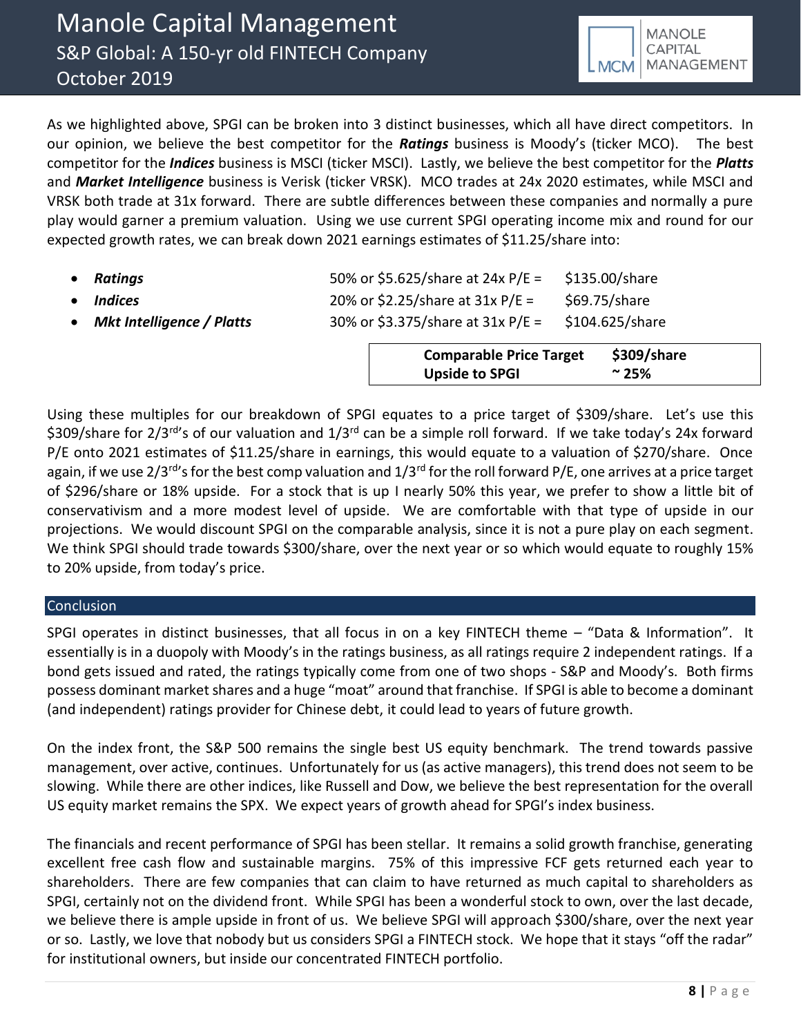As we highlighted above, SPGI can be broken into 3 distinct businesses, which all have direct competitors. In our opinion, we believe the best competitor for the ***Ratings*** business is Moody's (ticker MCO). The best competitor for the ***Indices*** business is MSCI (ticker MSCI). Lastly, we believe the best competitor for the ***Platts*** and ***Market Intelligence*** business is Verisk (ticker VRSK). MCO trades at 24x 2020 estimates, while MSCI and VRSK both trade at 31x forward. There are subtle differences between these companies and normally a pure play would garner a premium valuation. Using we use current SPGI operating income mix and round for our expected growth rates, we can break down 2021 earnings estimates of $11.25/share into:

- ***Ratings*** — 50% or $5.625/share at 24x P/E = $135.00/share
- ***Indices*** — 20% or $2.25/share at 31x P/E = $69.75/share
- ***Mkt Intelligence / Platts*** — 30% or $3.375/share at 31x P/E = $104.625/share

| | |
|---|---|
| **Comparable Price Target** | **$309/share** |
| **Upside to SPGI** | **~ 25%** |

Using these multiples for our breakdown of SPGI equates to a price target of $309/share. Let's use this $309/share for 2/3rd's of our valuation and 1/3rd can be a simple roll forward. If we take today's 24x forward P/E onto 2021 estimates of $11.25/share in earnings, this would equate to a valuation of $270/share. Once again, if we use 2/3rd's for the best comp valuation and 1/3rd for the roll forward P/E, one arrives at a price target of $296/share or 18% upside. For a stock that is up I nearly 50% this year, we prefer to show a little bit of conservativism and a more modest level of upside. We are comfortable with that type of upside in our projections. We would discount SPGI on the comparable analysis, since it is not a pure play on each segment. We think SPGI should trade towards $300/share, over the next year or so which would equate to roughly 15% to 20% upside, from today's price.

## Conclusion

SPGI operates in distinct businesses, that all focus in on a key FINTECH theme – "Data & Information". It essentially is in a duopoly with Moody's in the ratings business, as all ratings require 2 independent ratings. If a bond gets issued and rated, the ratings typically come from one of two shops - S&P and Moody's. Both firms possess dominant market shares and a huge "moat" around that franchise. If SPGI is able to become a dominant (and independent) ratings provider for Chinese debt, it could lead to years of future growth.

On the index front, the S&P 500 remains the single best US equity benchmark. The trend towards passive management, over active, continues. Unfortunately for us (as active managers), this trend does not seem to be slowing. While there are other indices, like Russell and Dow, we believe the best representation for the overall US equity market remains the SPX. We expect years of growth ahead for SPGI's index business.

The financials and recent performance of SPGI has been stellar. It remains a solid growth franchise, generating excellent free cash flow and sustainable margins. 75% of this impressive FCF gets returned each year to shareholders. There are few companies that can claim to have returned as much capital to shareholders as SPGI, certainly not on the dividend front. While SPGI has been a wonderful stock to own, over the last decade, we believe there is ample upside in front of us. We believe SPGI will approach $300/share, over the next year or so. Lastly, we love that nobody but us considers SPGI a FINTECH stock. We hope that it stays "off the radar" for institutional owners, but inside our concentrated FINTECH portfolio.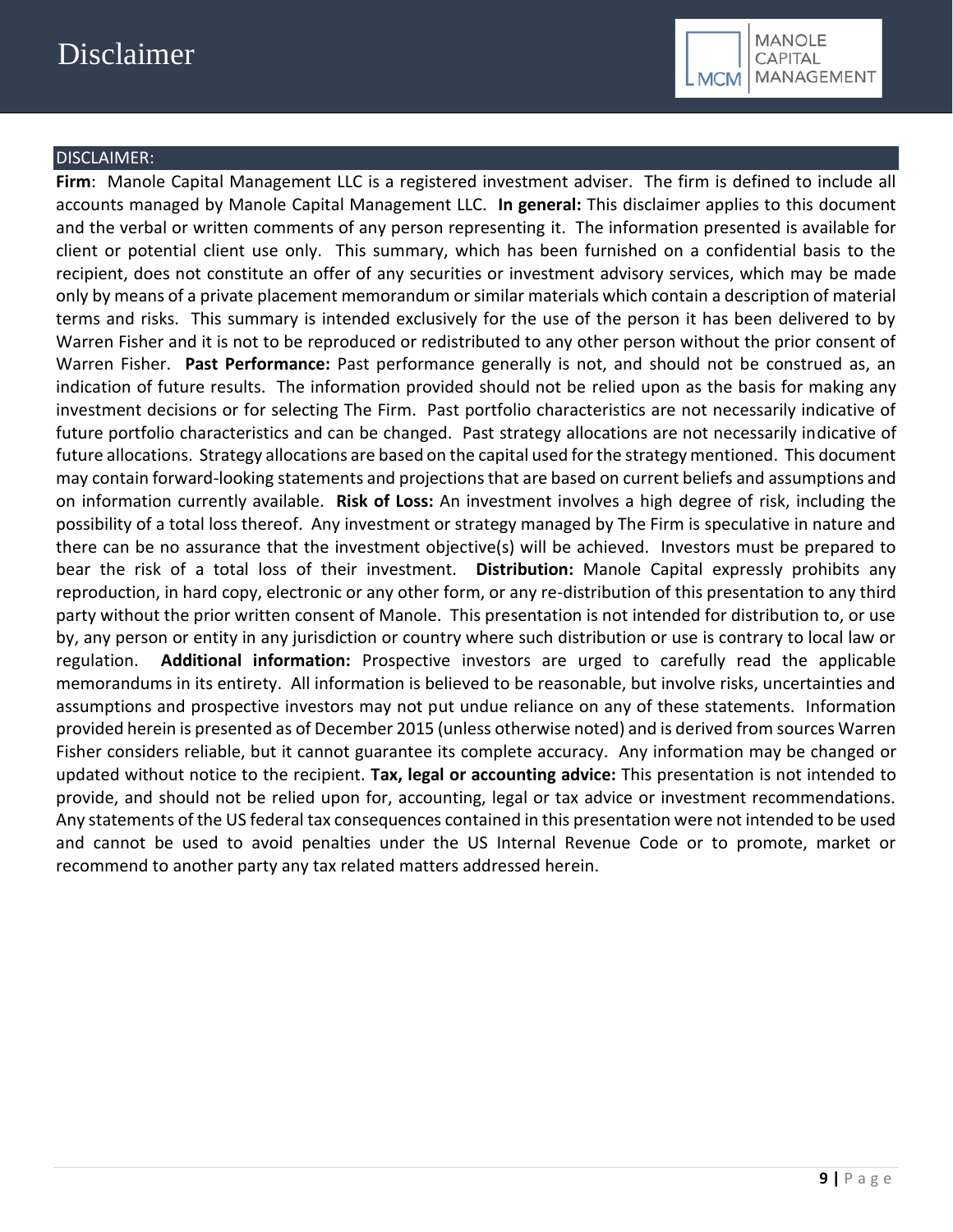# Disclaimer

## DISCLAIMER:

**Firm**: Manole Capital Management LLC is a registered investment adviser. The firm is defined to include all accounts managed by Manole Capital Management LLC. **In general:** This disclaimer applies to this document and the verbal or written comments of any person representing it. The information presented is available for client or potential client use only. This summary, which has been furnished on a confidential basis to the recipient, does not constitute an offer of any securities or investment advisory services, which may be made only by means of a private placement memorandum or similar materials which contain a description of material terms and risks. This summary is intended exclusively for the use of the person it has been delivered to by Warren Fisher and it is not to be reproduced or redistributed to any other person without the prior consent of Warren Fisher. **Past Performance:** Past performance generally is not, and should not be construed as, an indication of future results. The information provided should not be relied upon as the basis for making any investment decisions or for selecting The Firm. Past portfolio characteristics are not necessarily indicative of future portfolio characteristics and can be changed. Past strategy allocations are not necessarily indicative of future allocations. Strategy allocations are based on the capital used for the strategy mentioned. This document may contain forward-looking statements and projections that are based on current beliefs and assumptions and on information currently available. **Risk of Loss:** An investment involves a high degree of risk, including the possibility of a total loss thereof. Any investment or strategy managed by The Firm is speculative in nature and there can be no assurance that the investment objective(s) will be achieved. Investors must be prepared to bear the risk of a total loss of their investment. **Distribution:** Manole Capital expressly prohibits any reproduction, in hard copy, electronic or any other form, or any re-distribution of this presentation to any third party without the prior written consent of Manole. This presentation is not intended for distribution to, or use by, any person or entity in any jurisdiction or country where such distribution or use is contrary to local law or regulation. **Additional information:** Prospective investors are urged to carefully read the applicable memorandums in its entirety. All information is believed to be reasonable, but involve risks, uncertainties and assumptions and prospective investors may not put undue reliance on any of these statements. Information provided herein is presented as of December 2015 (unless otherwise noted) and is derived from sources Warren Fisher considers reliable, but it cannot guarantee its complete accuracy. Any information may be changed or updated without notice to the recipient. **Tax, legal or accounting advice:** This presentation is not intended to provide, and should not be relied upon for, accounting, legal or tax advice or investment recommendations. Any statements of the US federal tax consequences contained in this presentation were not intended to be used and cannot be used to avoid penalties under the US Internal Revenue Code or to promote, market or recommend to another party any tax related matters addressed herein.